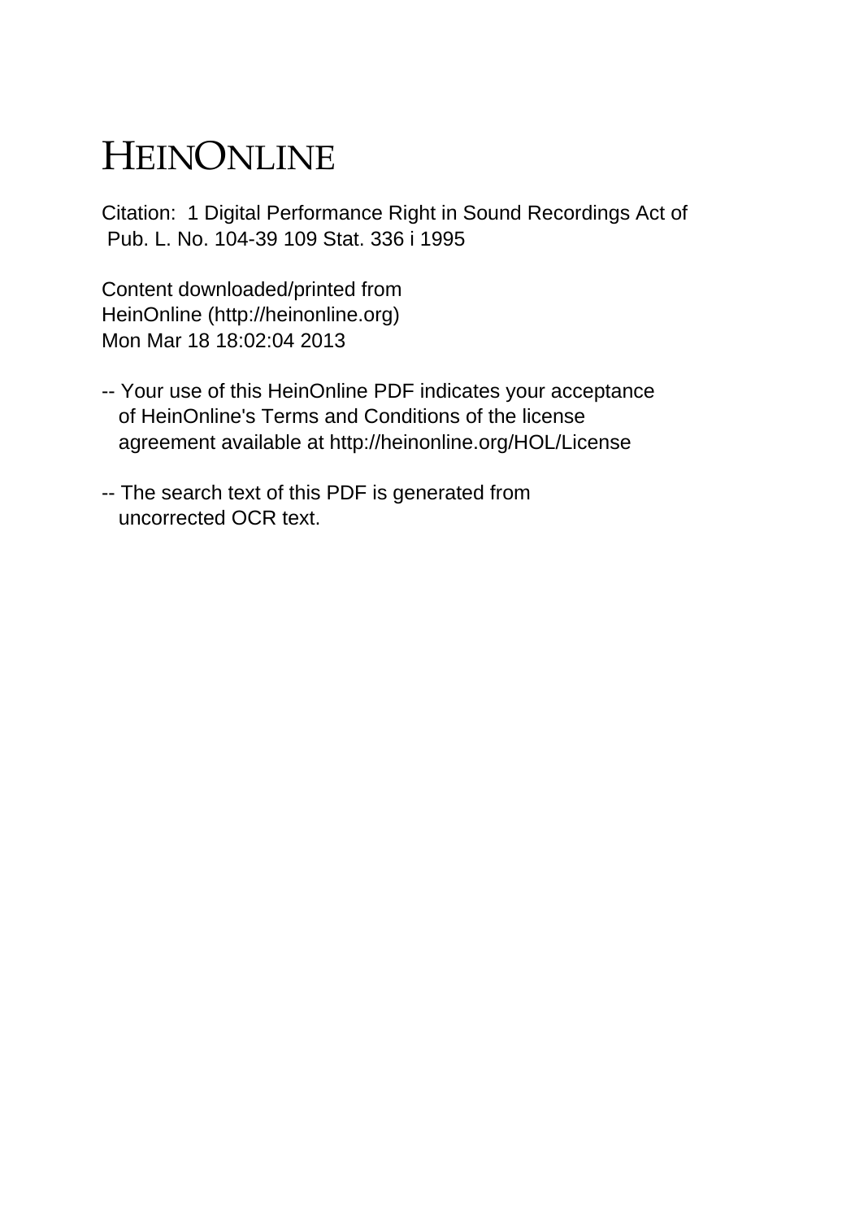# HEINONLINE

Citation: 1 Digital Performance Right in Sound Recordings Act of Pub. L. No. 104-39 109 Stat. 336 i 1995

Content downloaded/printed from HeinOnline (http://heinonline.org) Mon Mar 18 18:02:04 2013

- Your use of this HeinOnline PDF indicates your acceptance of HeinOnline's Terms and Conditions of the license agreement available at http://heinonline.org/HOL/License
- The search text of this PDF is generated from uncorrected OCR text.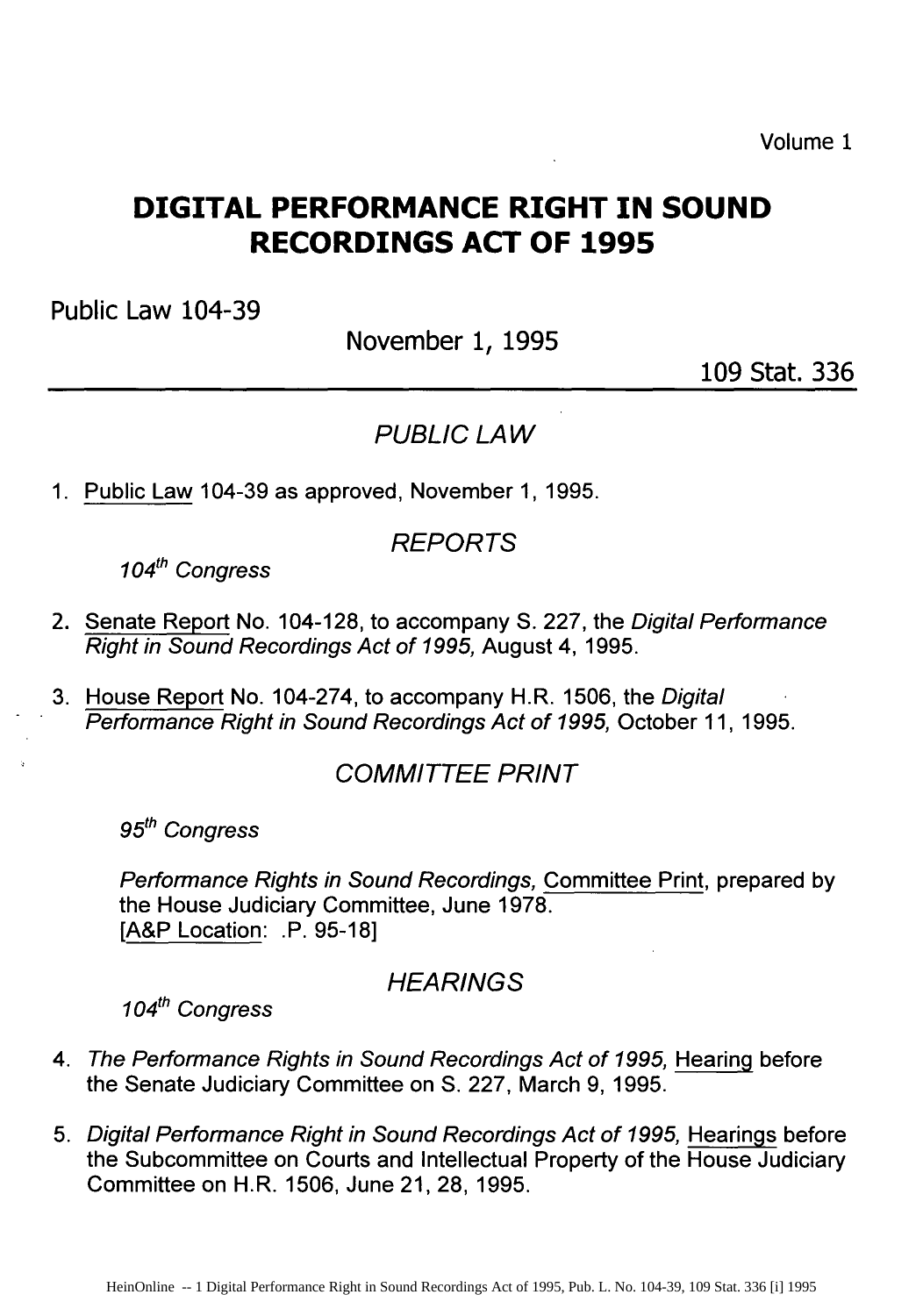Volume 1

# DIGITAL PERFORMANCE RIGHT IN SOUND RECORDINGS ACT OF 1995

Public Law 104-39

November 1, 1995

109 Stat. 336

## *PUBLIC LAW*

1. Public Law 104-39 as approved, November 1, 1995.

## *REPORTS*

*104th Congress*

2. Senate Report No. 104-128, to accompany S. 227, the *Digital Performance Right in Sound Recordings Act of 1995,* August 4, 1995.

3. House Report No. 104-274, to accompany H.R. 1506, the *Digital Performance Right in Sound Recordings Act of 1995,* October 11, 1995.

## *COMMITTEE PRINT*

*95th Congress*

*Performance Rights in Sound Recordings,* Committee Print, prepared by the House Judiciary Committee, June 1978.
[A&P Location: .P. 95-18]

## *HEARINGS*

*104th Congress*

4. *The Performance Rights in Sound Recordings Act of 1995,* Hearing before the Senate Judiciary Committee on S. 227, March 9, 1995.

5. *Digital Performance Right in Sound Recordings Act of 1995,* Hearings before the Subcommittee on Courts and Intellectual Property of the House Judiciary Committee on H.R. 1506, June 21, 28, 1995.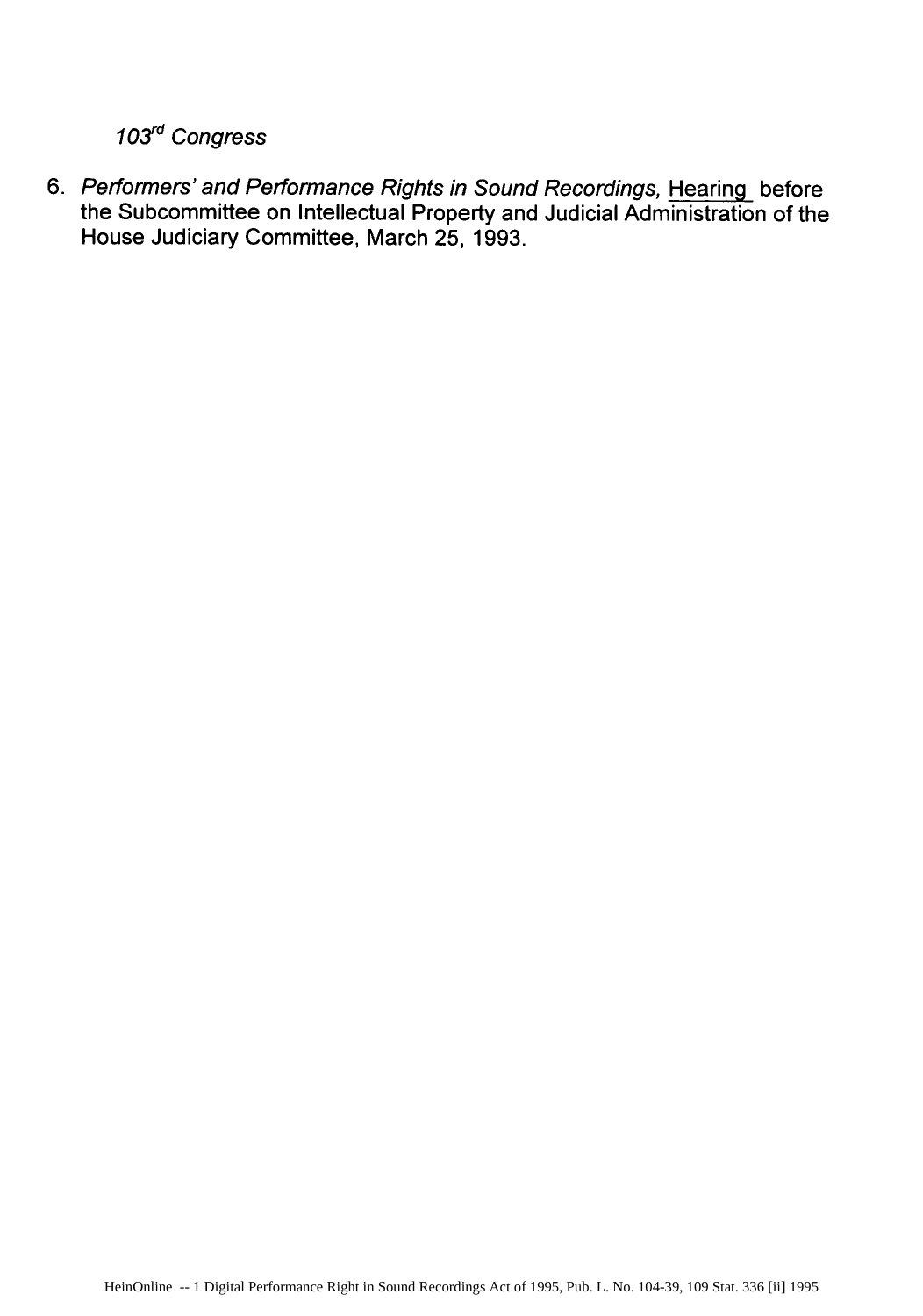*103rd Congress*

6. *Performers' and Performance Rights in Sound Recordings,* Hearing before the Subcommittee on Intellectual Property and Judicial Administration of the House Judiciary Committee, March 25, 1993.